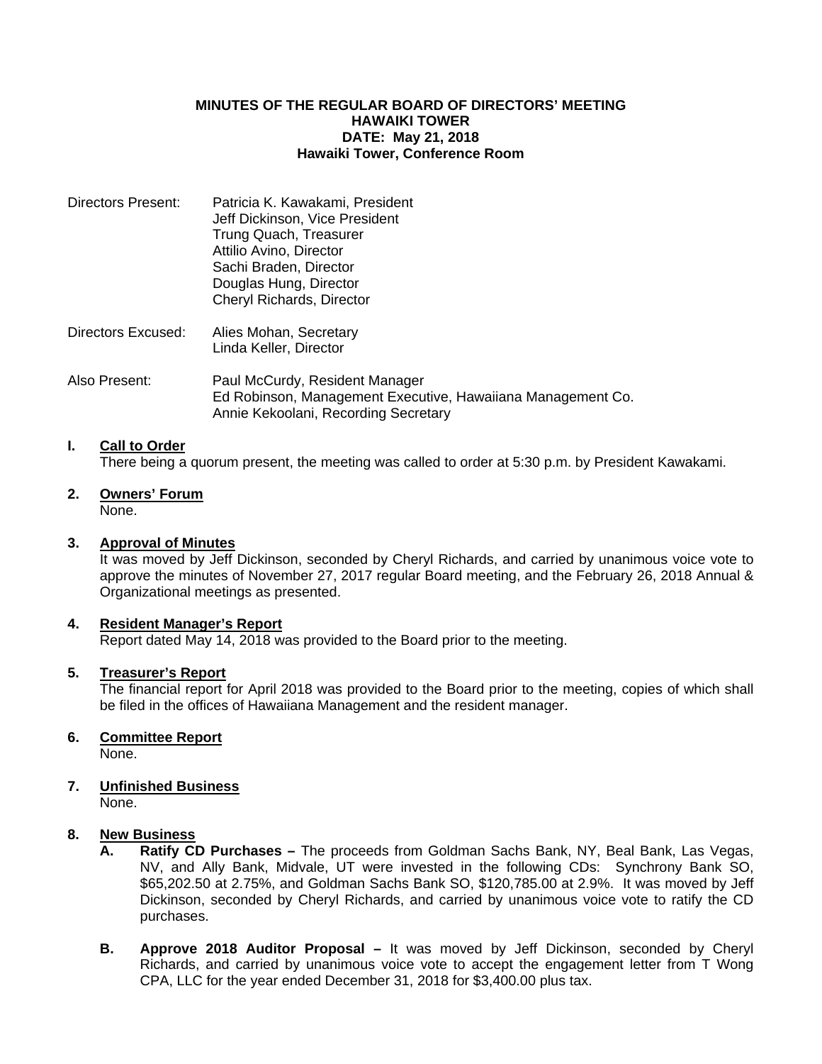**MINUTES OF THE REGULAR BOARD OF DIRECTORS' MEETING**
**HAWAIKI TOWER**
**DATE: May 21, 2018**
**Hawaiki Tower, Conference Room**

Directors Present: Patricia K. Kawakami, President
Jeff Dickinson, Vice President
Trung Quach, Treasurer
Attilio Avino, Director
Sachi Braden, Director
Douglas Hung, Director
Cheryl Richards, Director

Directors Excused: Alies Mohan, Secretary
Linda Keller, Director

Also Present: Paul McCurdy, Resident Manager
Ed Robinson, Management Executive, Hawaiiana Management Co.
Annie Kekoolani, Recording Secretary

**I. Call to Order**
There being a quorum present, the meeting was called to order at 5:30 p.m. by President Kawakami.

**2. Owners' Forum**
None.

**3. Approval of Minutes**
It was moved by Jeff Dickinson, seconded by Cheryl Richards, and carried by unanimous voice vote to approve the minutes of November 27, 2017 regular Board meeting, and the February 26, 2018 Annual & Organizational meetings as presented.

**4. Resident Manager's Report**
Report dated May 14, 2018 was provided to the Board prior to the meeting.

**5. Treasurer's Report**
The financial report for April 2018 was provided to the Board prior to the meeting, copies of which shall be filed in the offices of Hawaiiana Management and the resident manager.

**6. Committee Report**
None.

**7. Unfinished Business**
None.

**8. New Business**

**A. Ratify CD Purchases –** The proceeds from Goldman Sachs Bank, NY, Beal Bank, Las Vegas, NV, and Ally Bank, Midvale, UT were invested in the following CDs: Synchrony Bank SO, $65,202.50 at 2.75%, and Goldman Sachs Bank SO, $120,785.00 at 2.9%. It was moved by Jeff Dickinson, seconded by Cheryl Richards, and carried by unanimous voice vote to ratify the CD purchases.

**B. Approve 2018 Auditor Proposal –** It was moved by Jeff Dickinson, seconded by Cheryl Richards, and carried by unanimous voice vote to accept the engagement letter from T Wong CPA, LLC for the year ended December 31, 2018 for $3,400.00 plus tax.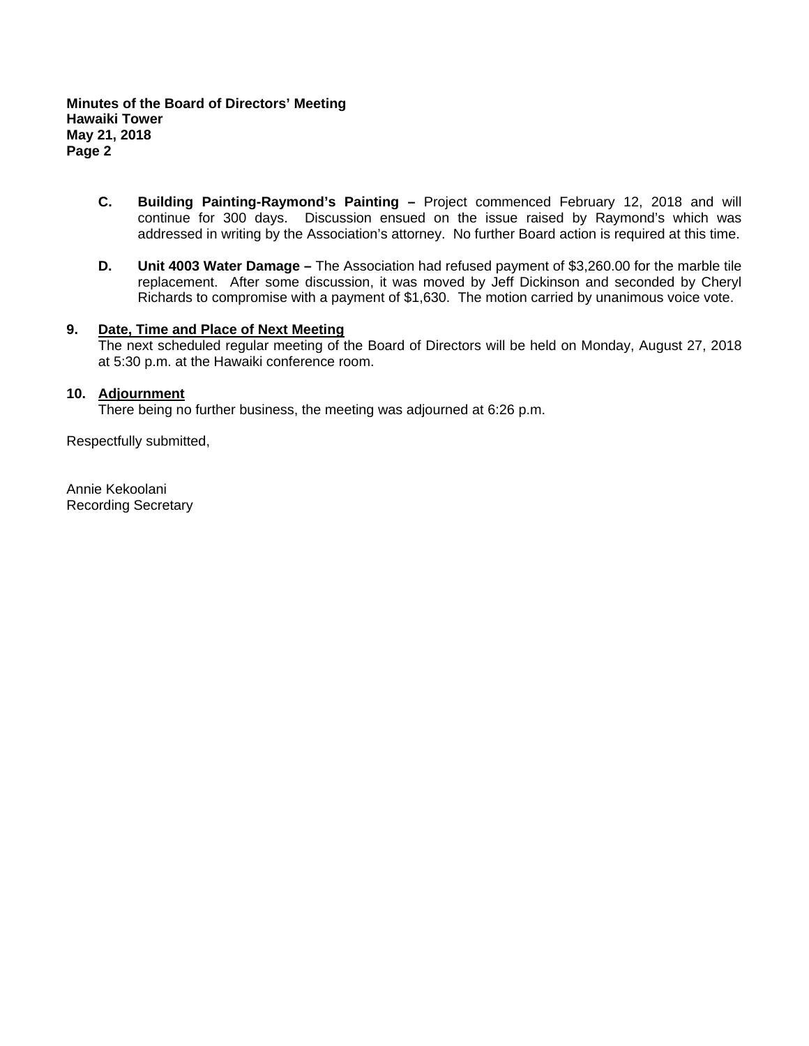**C.** **Building Painting-Raymond's Painting –** Project commenced February 12, 2018 and will continue for 300 days. Discussion ensued on the issue raised by Raymond's which was addressed in writing by the Association's attorney. No further Board action is required at this time.

**D.** **Unit 4003 Water Damage –** The Association had refused payment of $3,260.00 for the marble tile replacement. After some discussion, it was moved by Jeff Dickinson and seconded by Cheryl Richards to compromise with a payment of $1,630. The motion carried by unanimous voice vote.

**9. Date, Time and Place of Next Meeting**

The next scheduled regular meeting of the Board of Directors will be held on Monday, August 27, 2018 at 5:30 p.m. at the Hawaiki conference room.

**10. Adjournment**

There being no further business, the meeting was adjourned at 6:26 p.m.

Respectfully submitted,

Annie Kekoolani
Recording Secretary